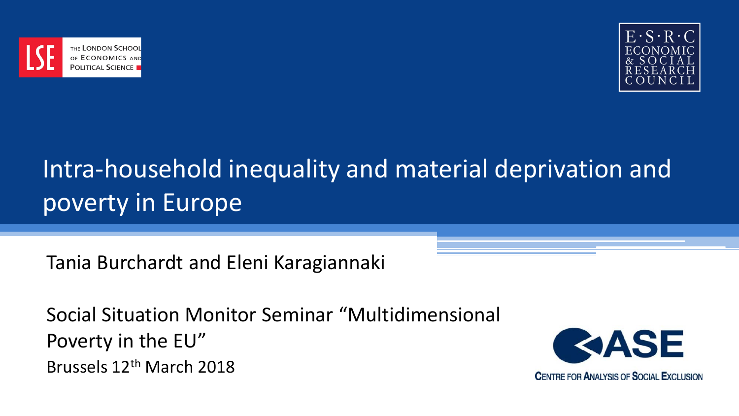# Intra-household inequality and material deprivation and poverty in Europe

Tania Burchardt and Eleni Karagiannaki

Social Situation Monitor Seminar "Multidimensional Poverty in the EU"
Brussels 12th March 2018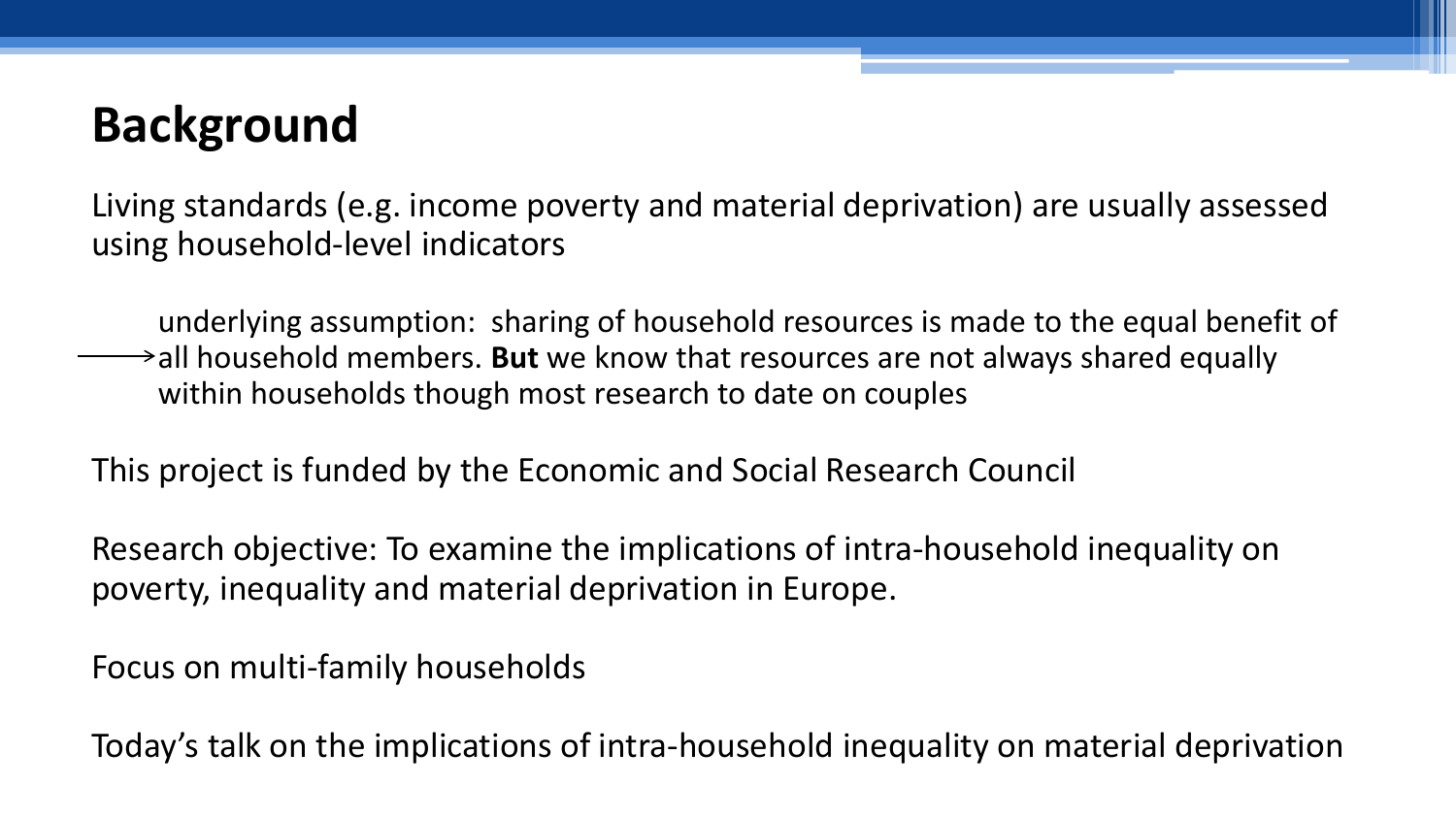# Background

Living standards (e.g. income poverty and material deprivation) are usually assessed using household-level indicators

→ underlying assumption: sharing of household resources is made to the equal benefit of all household members. **But** we know that resources are not always shared equally within households though most research to date on couples

This project is funded by the Economic and Social Research Council

Research objective: To examine the implications of intra-household inequality on poverty, inequality and material deprivation in Europe.

Focus on multi-family households

Today's talk on the implications of intra-household inequality on material deprivation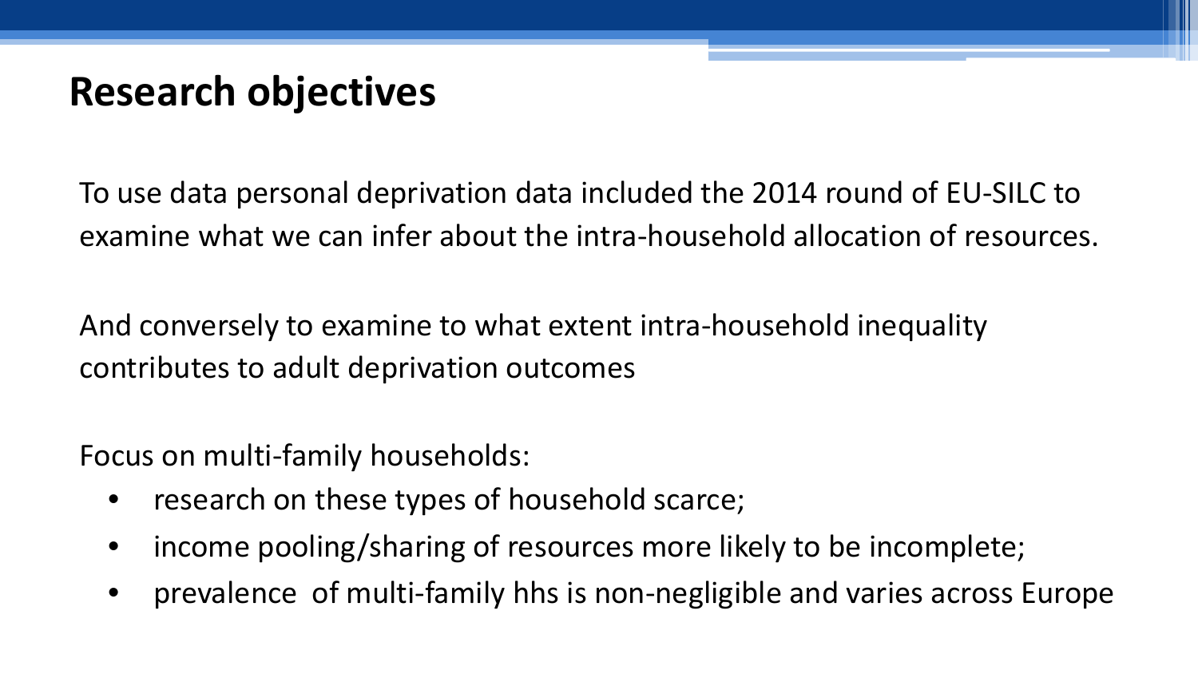# Research objectives

To use data personal deprivation data included the 2014 round of EU-SILC to examine what we can infer about the intra-household allocation of resources.

And conversely to examine to what extent intra-household inequality contributes to adult deprivation outcomes

Focus on multi-family households:

- research on these types of household scarce;
- income pooling/sharing of resources more likely to be incomplete;
- prevalence of multi-family hhs is non-negligible and varies across Europe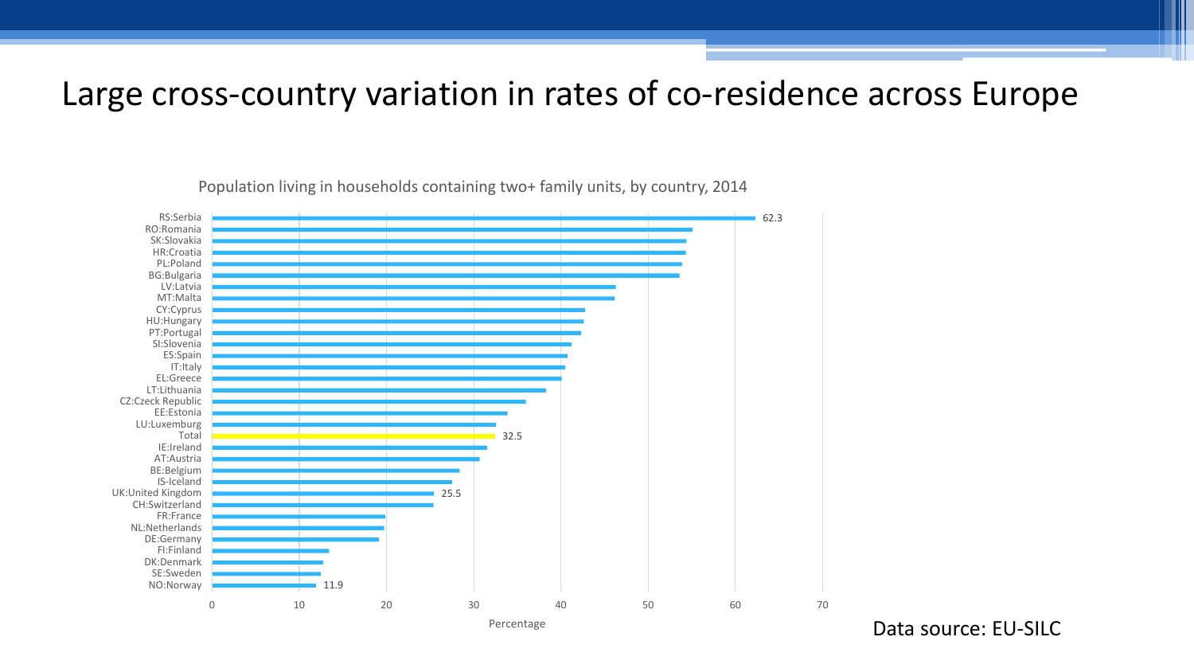# Large cross-country variation in rates of co-residence across Europe

Population living in households containing two+ family units, by country, 2014

| Country | Percentage |
|---|---|
| RS:Serbia | 62.3 |
| RO:Romania | |
| SK:Slovakia | |
| HR:Croatia | |
| PL:Poland | |
| BG:Bulgaria | |
| LV:Latvia | |
| MT:Malta | |
| CY:Cyprus | |
| HU:Hungary | |
| PT:Portugal | |
| SI:Slovenia | |
| ES:Spain | |
| IT:Italy | |
| EL:Greece | |
| LT:Lithuania | |
| CZ:Czeck Republic | |
| EE:Estonia | |
| LU:Luxemburg | |
| Total | 32.5 |
| IE:Ireland | |
| AT:Austria | |
| BE:Belgium | |
| IS-Iceland | |
| UK:United Kingdom | 25.5 |
| CH:Switzerland | |
| FR:France | |
| NL:Netherlands | |
| DE:Germany | |
| FI:Finland | |
| DK:Denmark | |
| SE:Sweden | |
| NO:Norway | 11.9 |

Percentage

Data source: EU-SILC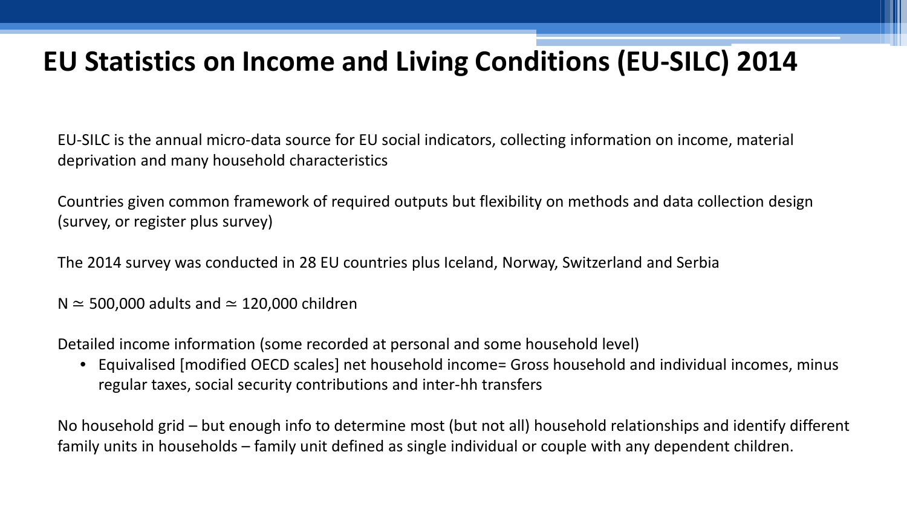# EU Statistics on Income and Living Conditions (EU-SILC) 2014

EU-SILC is the annual micro-data source for EU social indicators, collecting information on income, material deprivation and many household characteristics

Countries given common framework of required outputs but flexibility on methods and data collection design (survey, or register plus survey)

The 2014 survey was conducted in 28 EU countries plus Iceland, Norway, Switzerland and Serbia

N $\simeq$ 500,000 adults and $\simeq$ 120,000 children

Detailed income information (some recorded at personal and some household level)

- Equivalised [modified OECD scales] net household income= Gross household and individual incomes, minus regular taxes, social security contributions and inter-hh transfers

No household grid – but enough info to determine most (but not all) household relationships and identify different family units in households – family unit defined as single individual or couple with any dependent children.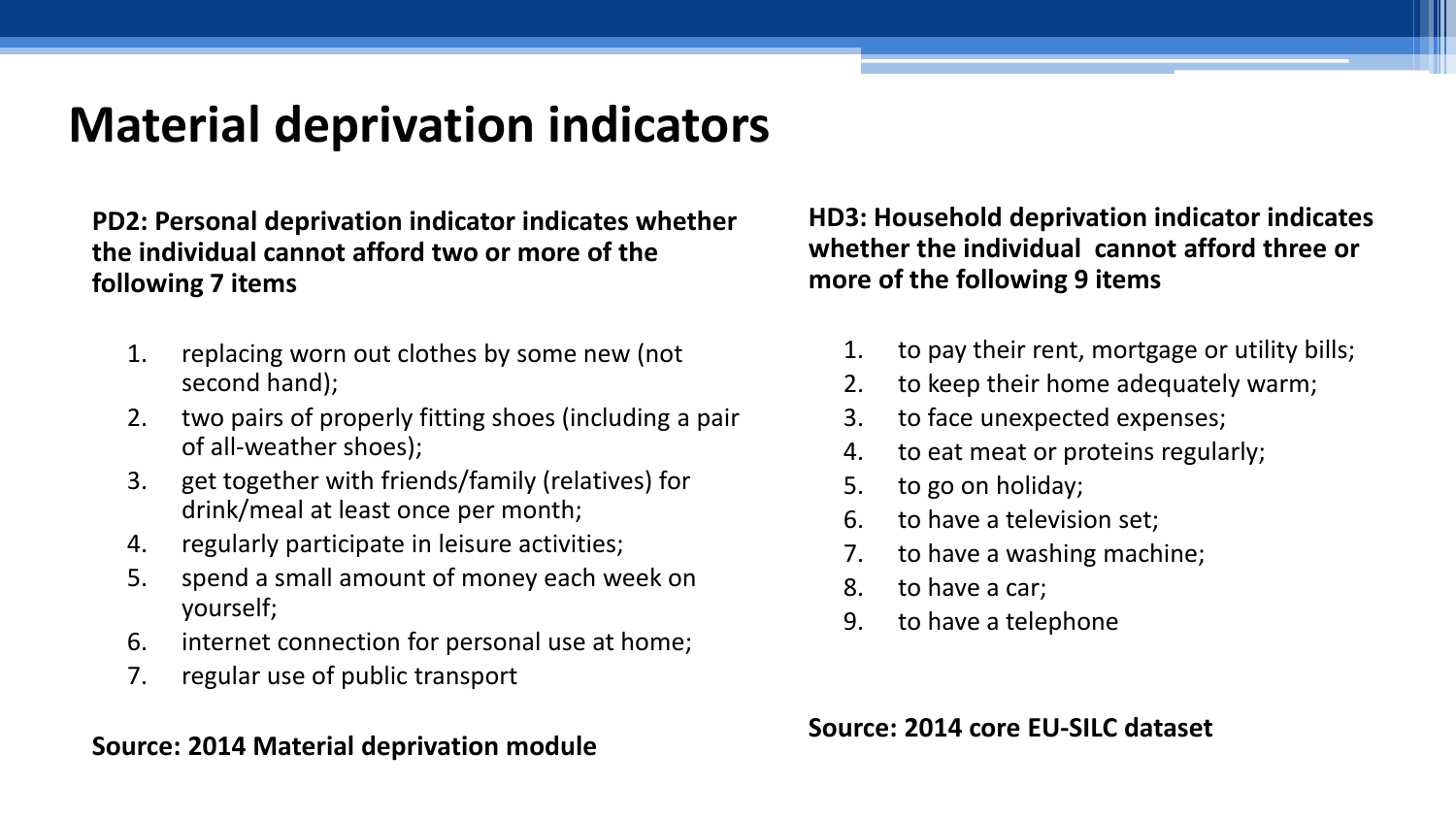# Material deprivation indicators

**PD2: Personal deprivation indicator indicates whether the individual cannot afford two or more of the following 7 items**

1. replacing worn out clothes by some new (not second hand);
2. two pairs of properly fitting shoes (including a pair of all-weather shoes);
3. get together with friends/family (relatives) for drink/meal at least once per month;
4. regularly participate in leisure activities;
5. spend a small amount of money each week on yourself;
6. internet connection for personal use at home;
7. regular use of public transport

**Source: 2014 Material deprivation module**

**HD3: Household deprivation indicator indicates whether the individual cannot afford three or more of the following 9 items**

1. to pay their rent, mortgage or utility bills;
2. to keep their home adequately warm;
3. to face unexpected expenses;
4. to eat meat or proteins regularly;
5. to go on holiday;
6. to have a television set;
7. to have a washing machine;
8. to have a car;
9. to have a telephone

**Source: 2014 core EU-SILC dataset**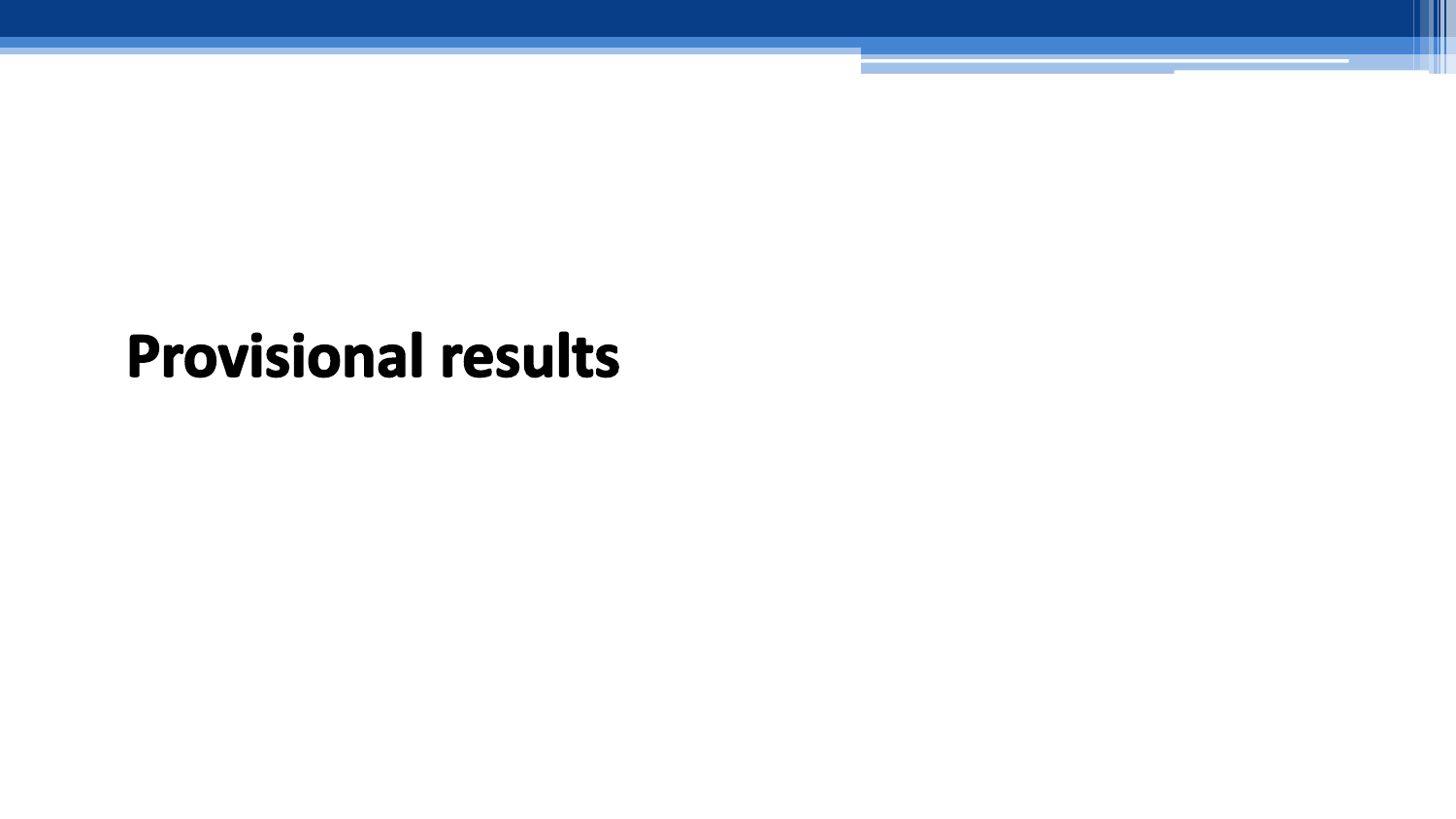# Provisional results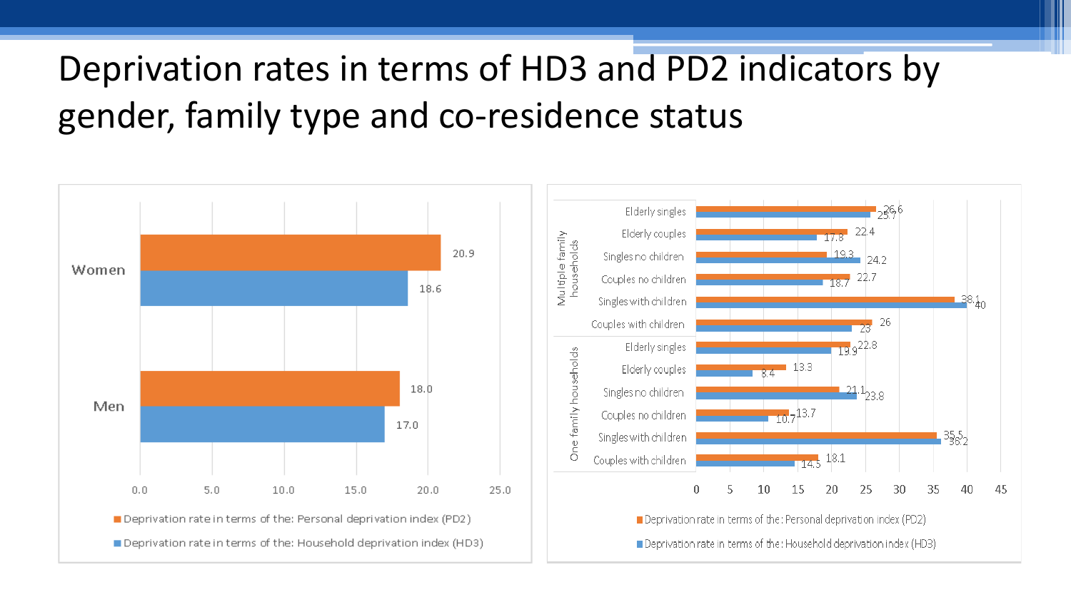# Deprivation rates in terms of HD3 and PD2 indicators by gender, family type and co-residence status

| | Deprivation rate in terms of the: Personal deprivation index (PD2) | Deprivation rate in terms of the: Household deprivation index (HD3) |
|---|---|---|
| Women | 20.9 | 18.6 |
| Men | 18.0 | 17.0 |

| | | Deprivation rate in terms of the: Personal deprivation index (PD2) | Deprivation rate in terms of the: Household deprivation index (HD3) |
|---|---|---|---|
| Multiple family households | Elderly singles | 26.6 | 25.7 |
| | Elderly couples | 22.4 | 17.8 |
| | Singles no children | 19.3 | 24.2 |
| | Couples no children | 22.7 | 18.7 |
| | Singles with children | 38.1 | 40 |
| | Couples with children | 26 | 23 |
| One family households | Elderly singles | 22.8 | 19.9 |
| | Elderly couples | 13.3 | 8.4 |
| | Singles no children | 21.1 | 23.8 |
| | Couples no children | 13.7 | 10.7 |
| | Singles with children | 35.5 | 36.2 |
| | Couples with children | 18.1 | 14.5 |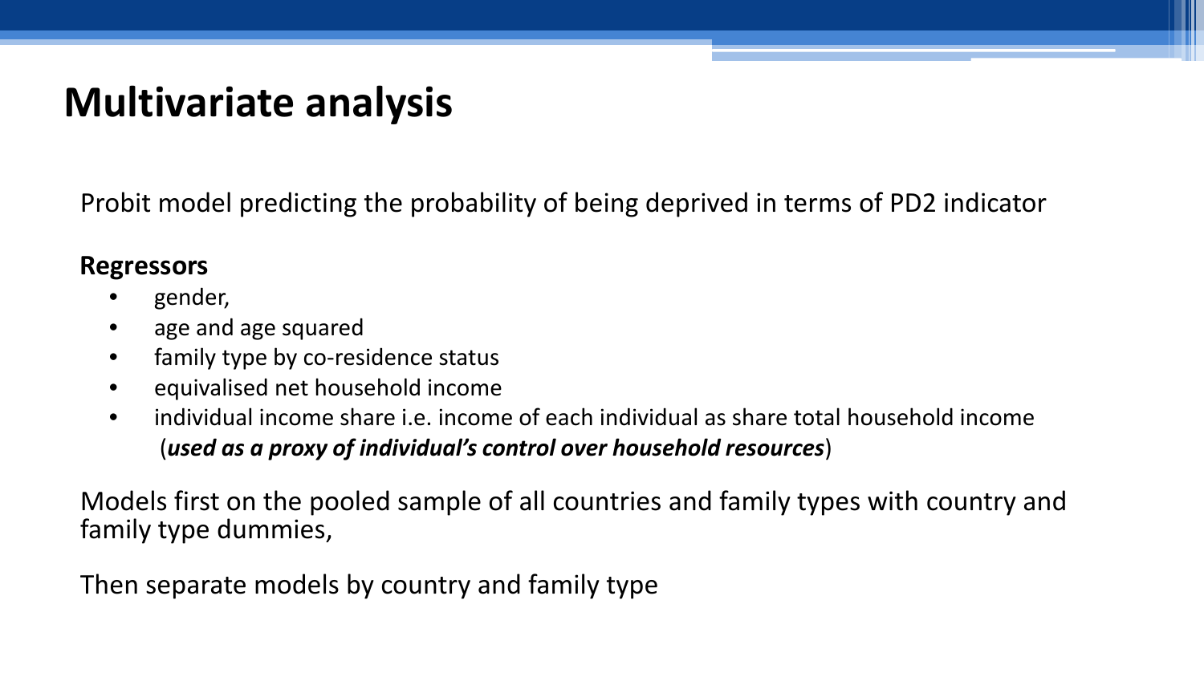# Multivariate analysis

Probit model predicting the probability of being deprived in terms of PD2 indicator

**Regressors**

- gender,
- age and age squared
- family type by co-residence status
- equivalised net household income
- individual income share i.e. income of each individual as share total household income (***used as a proxy of individual's control over household resources***)

Models first on the pooled sample of all countries and family types with country and family type dummies,

Then separate models by country and family type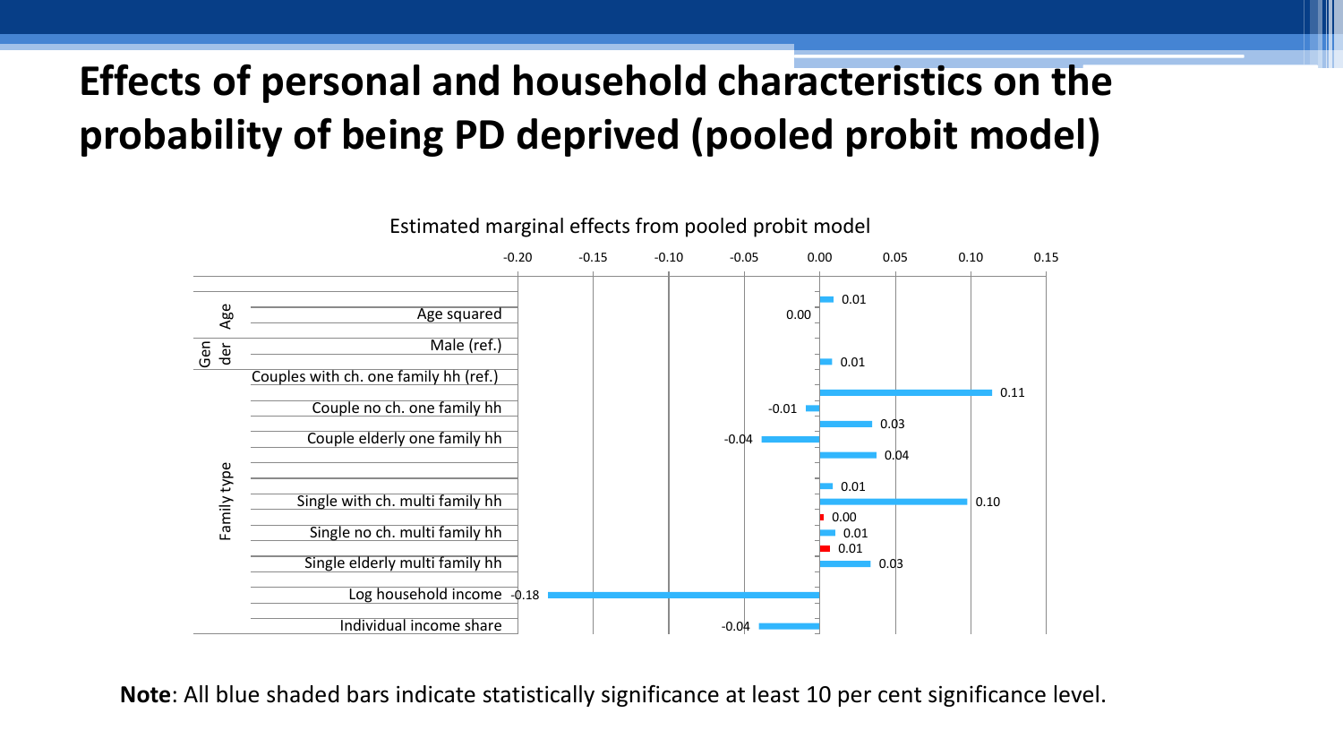# Effects of personal and household characteristics on the probability of being PD deprived (pooled probit model)

Estimated marginal effects from pooled probit model

| Group | Variable | Marginal effect |
|---|---|---|
| Age | | 0.01 |
| Age | Age squared | 0.00 |
| Gender | Male (ref.) | |
| Gender | | 0.01 |
| Family type | Couples with ch. one family hh (ref.) | |
| Family type | | 0.11 |
| Family type | Couple no ch. one family hh | -0.01 |
| Family type | | 0.03 |
| Family type | Couple elderly one family hh | -0.04 |
| Family type | | 0.04 |
| Family type | | 0.01 |
| Family type | Single with ch. multi family hh | 0.10 |
| Family type | | 0.00 |
| Family type | Single no ch. multi family hh | 0.01 |
| Family type | | 0.01 |
| Family type | Single elderly multi family hh | 0.03 |
| | Log household income | -0.18 |
| | Individual income share | -0.04 |

**Note**: All blue shaded bars indicate statistically significance at least 10 per cent significance level.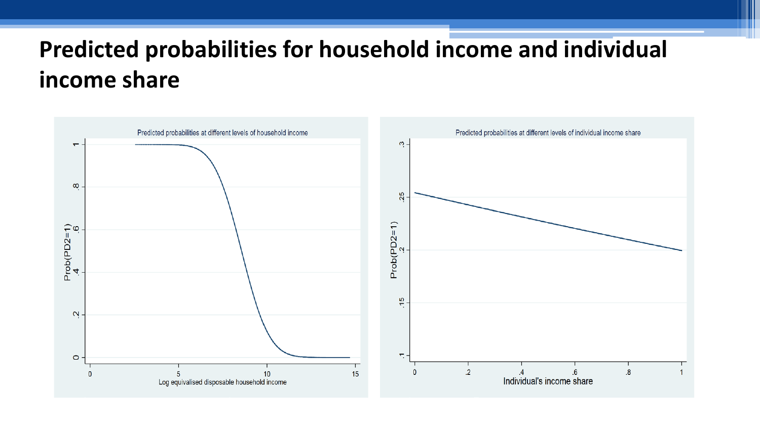# Predicted probabilities for household income and individual income share

Predicted probabilities at different levels of household income

Prob(PD2=1)

Log equivalised disposable household income

Predicted probabilities at different levels of individual income share

Prob(PD2=1)

Individual's income share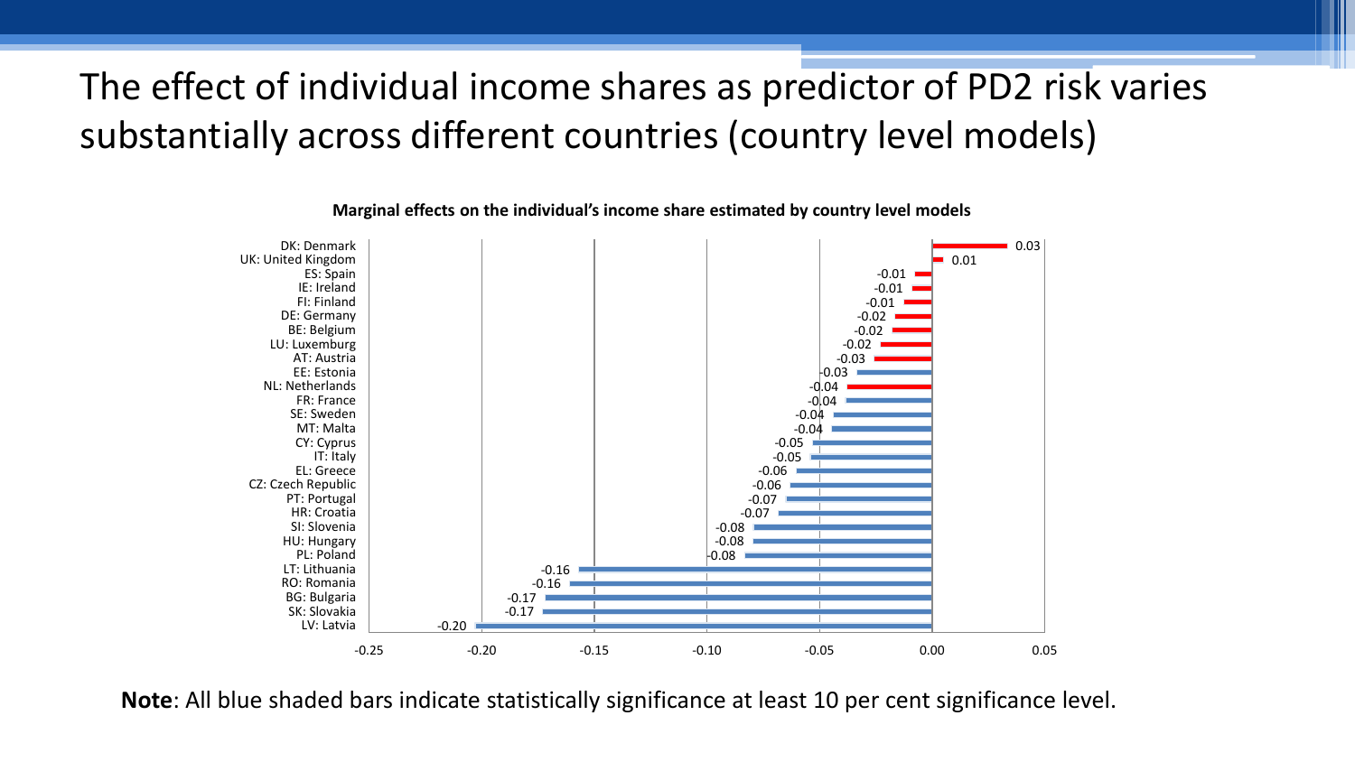# The effect of individual income shares as predictor of PD2 risk varies substantially across different countries (country level models)

**Marginal effects on the individual's income share estimated by country level models**

| Country | Marginal effect |
|---|---|
| DK: Denmark | 0.03 |
| UK: United Kingdom | 0.01 |
| ES: Spain | -0.01 |
| IE: Ireland | -0.01 |
| FI: Finland | -0.01 |
| DE: Germany | -0.02 |
| BE: Belgium | -0.02 |
| LU: Luxemburg | -0.02 |
| AT: Austria | -0.03 |
| EE: Estonia | -0.03 |
| NL: Netherlands | -0.04 |
| FR: France | -0.04 |
| SE: Sweden | -0.04 |
| MT: Malta | -0.04 |
| CY: Cyprus | -0.05 |
| IT: Italy | -0.05 |
| EL: Greece | -0.06 |
| CZ: Czech Republic | -0.06 |
| PT: Portugal | -0.07 |
| HR: Croatia | -0.07 |
| SI: Slovenia | -0.08 |
| HU: Hungary | -0.08 |
| PL: Poland | -0.08 |
| LT: Lithuania | -0.16 |
| RO: Romania | -0.16 |
| BG: Bulgaria | -0.17 |
| SK: Slovakia | -0.17 |
| LV: Latvia | -0.20 |

**Note**: All blue shaded bars indicate statistically significance at least 10 per cent significance level.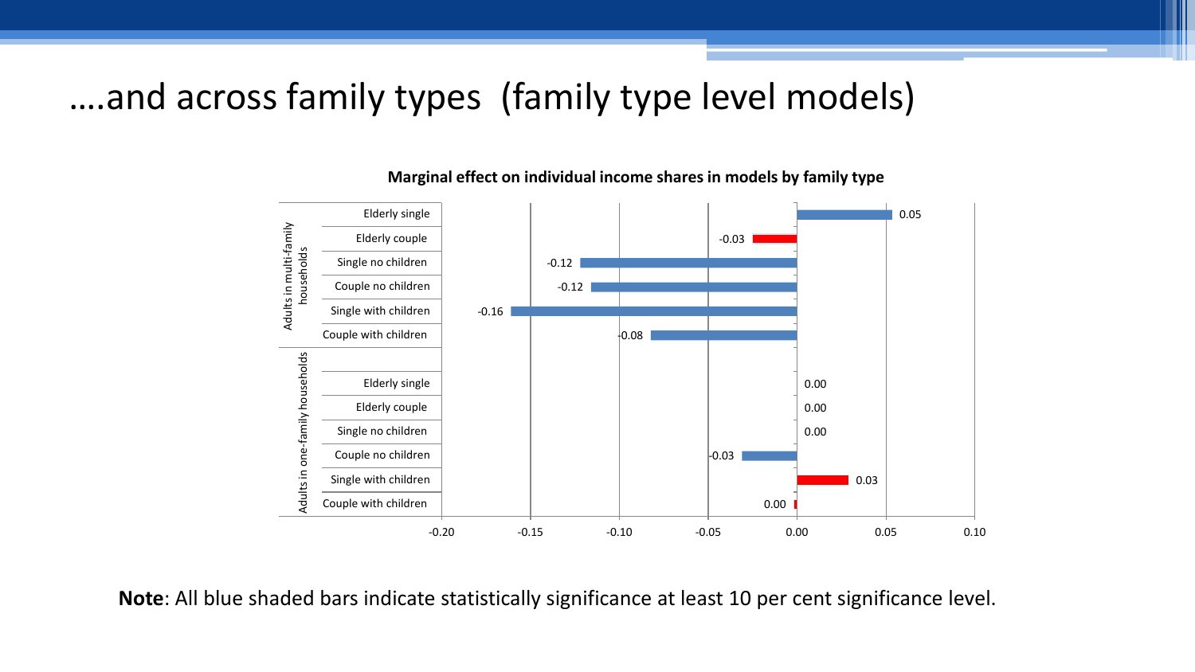# ....and across family types (family type level models)

**Marginal effect on individual income shares in models by family type**

| Group | Family type | Marginal effect |
|---|---|---|
| Adults in multi-family households | Elderly single | 0.05 |
| | Elderly couple | -0.03 |
| | Single no children | -0.12 |
| | Couple no children | -0.12 |
| | Single with children | -0.16 |
| | Couple with children | -0.08 |
| Adults in one-family households | Elderly single | 0.00 |
| | Elderly couple | 0.00 |
| | Single no children | 0.00 |
| | Couple no children | -0.03 |
| | Single with children | 0.03 |
| | Couple with children | 0.00 |

**Note**: All blue shaded bars indicate statistically significance at least 10 per cent significance level.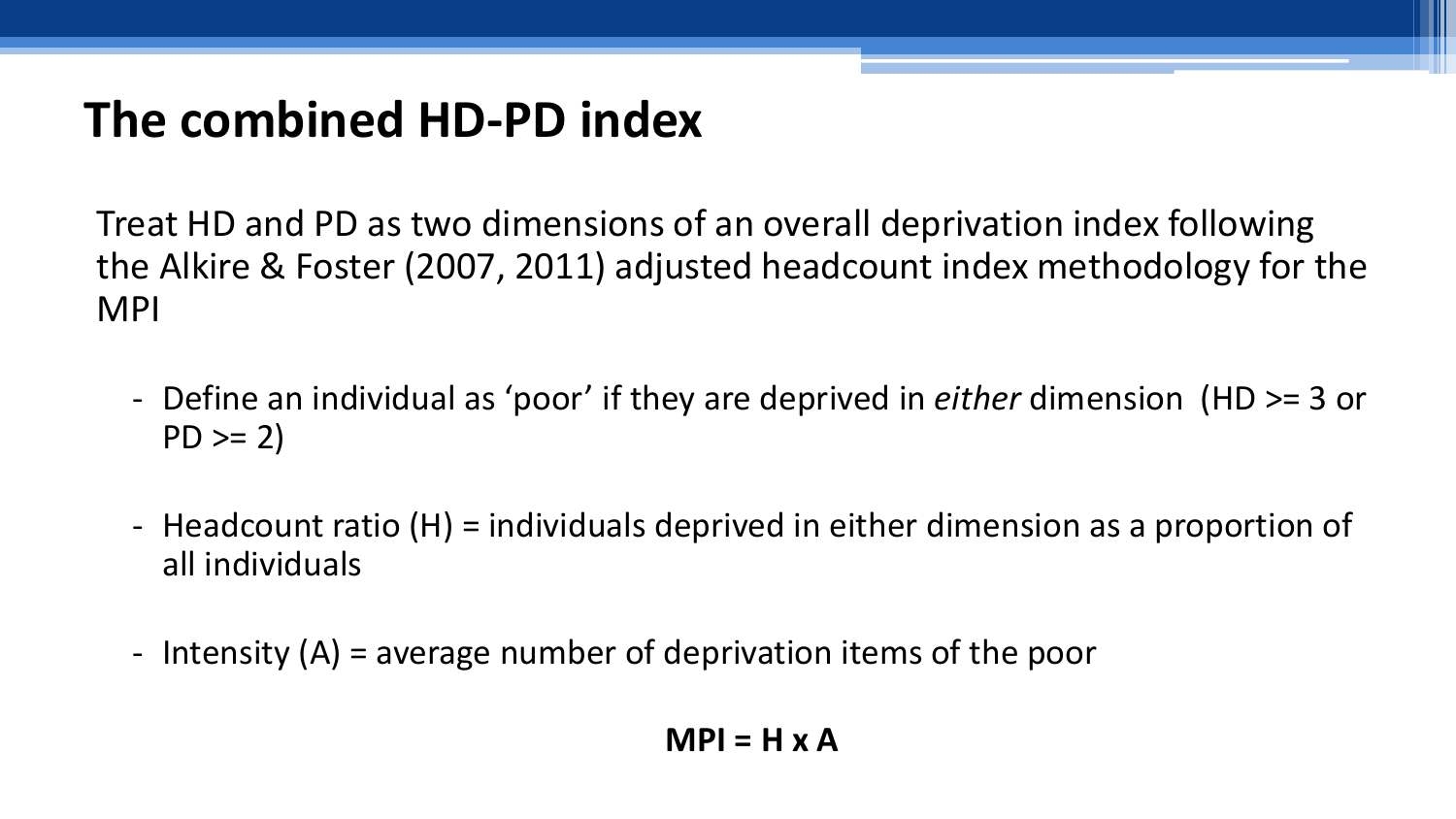# The combined HD-PD index

Treat HD and PD as two dimensions of an overall deprivation index following the Alkire & Foster (2007, 2011) adjusted headcount index methodology for the MPI

- Define an individual as 'poor' if they are deprived in *either* dimension (HD >= 3 or PD >= 2)
- Headcount ratio (H) = individuals deprived in either dimension as a proportion of all individuals
- Intensity (A) = average number of deprivation items of the poor

**MPI = H x A**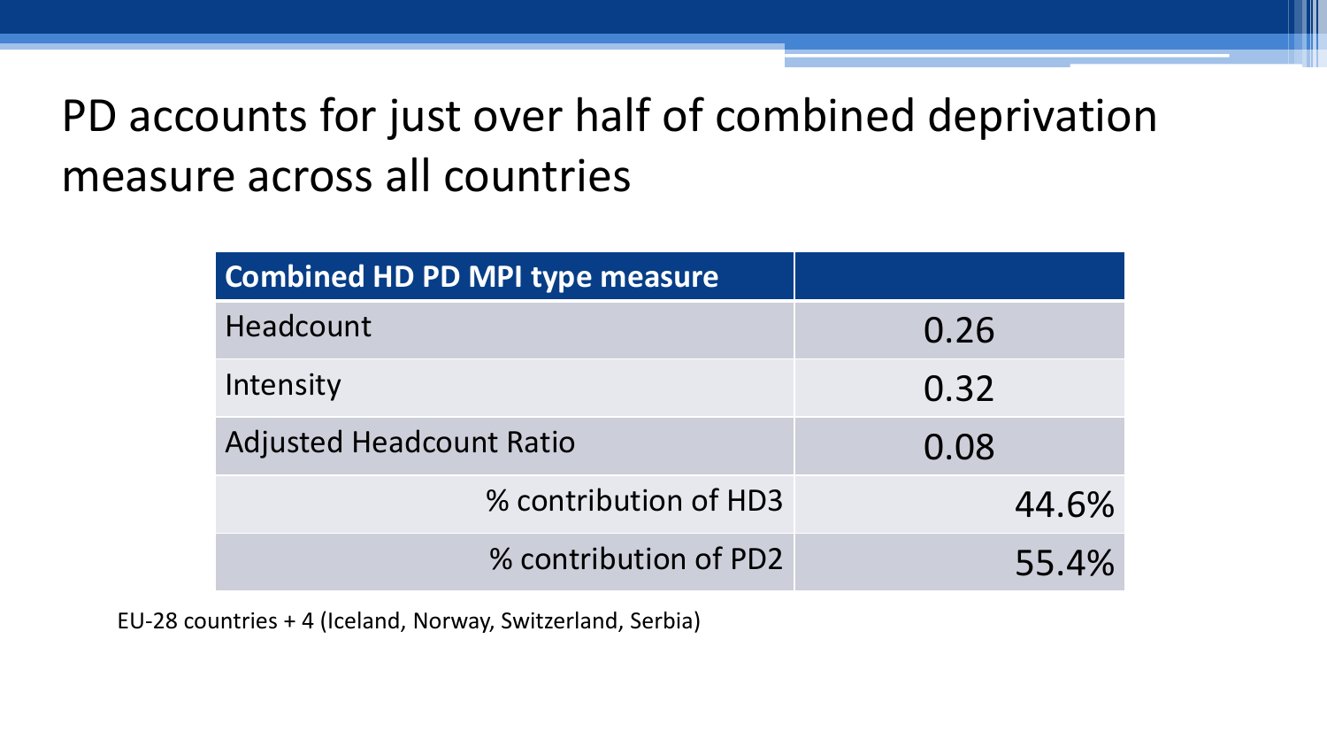# PD accounts for just over half of combined deprivation measure across all countries

| Combined HD PD MPI type measure | |
|---|---|
| Headcount | 0.26 |
| Intensity | 0.32 |
| Adjusted Headcount Ratio | 0.08 |
| % contribution of HD3 | 44.6% |
| % contribution of PD2 | 55.4% |

EU-28 countries + 4 (Iceland, Norway, Switzerland, Serbia)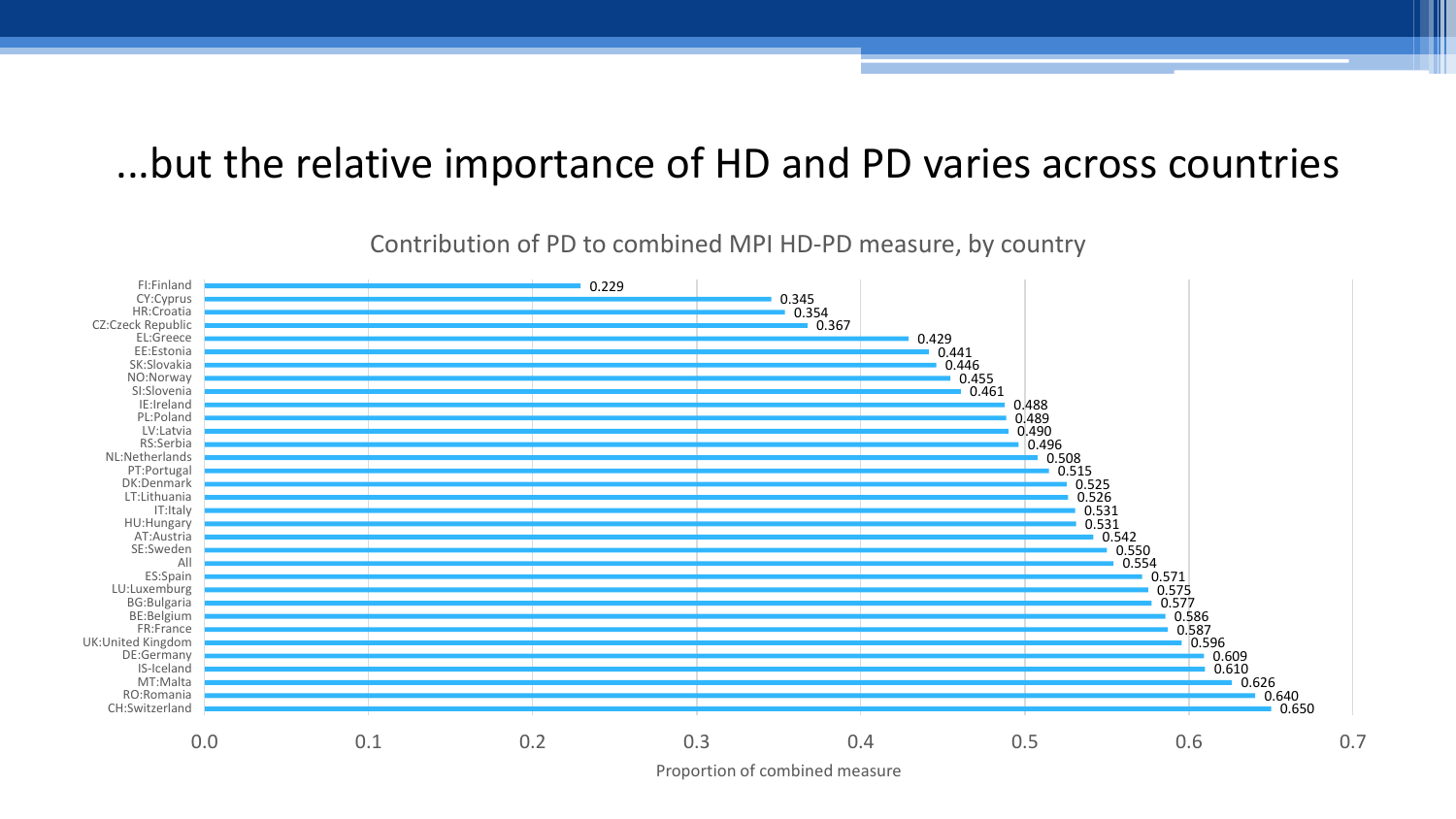# ...but the relative importance of HD and PD varies across countries

Contribution of PD to combined MPI HD-PD measure, by country

| Country | Proportion of combined measure |
| --- | --- |
| FI:Finland | 0.229 |
| CY:Cyprus | 0.345 |
| HR:Croatia | 0.354 |
| CZ:Czeck Republic | 0.367 |
| EL:Greece | 0.429 |
| EE:Estonia | 0.441 |
| SK:Slovakia | 0.446 |
| NO:Norway | 0.455 |
| SI:Slovenia | 0.461 |
| IE:Ireland | 0.488 |
| PL:Poland | 0.489 |
| LV:Latvia | 0.490 |
| RS:Serbia | 0.496 |
| NL:Netherlands | 0.508 |
| PT:Portugal | 0.515 |
| DK:Denmark | 0.525 |
| LT:Lithuania | 0.526 |
| IT:Italy | 0.531 |
| HU:Hungary | 0.531 |
| AT:Austria | 0.542 |
| SE:Sweden | 0.550 |
| All | 0.554 |
| ES:Spain | 0.571 |
| LU:Luxemburg | 0.575 |
| BG:Bulgaria | 0.577 |
| BE:Belgium | 0.586 |
| FR:France | 0.587 |
| UK:United Kingdom | 0.596 |
| DE:Germany | 0.609 |
| IS-Iceland | 0.610 |
| MT:Malta | 0.626 |
| RO:Romania | 0.640 |
| CH:Switzerland | 0.650 |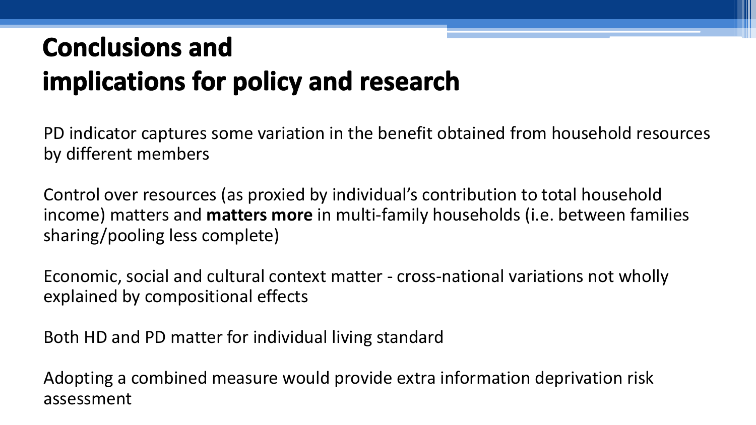# Conclusions and implications for policy and research

PD indicator captures some variation in the benefit obtained from household resources by different members

Control over resources (as proxied by individual's contribution to total household income) matters and **matters more** in multi-family households (i.e. between families sharing/pooling less complete)

Economic, social and cultural context matter - cross-national variations not wholly explained by compositional effects

Both HD and PD matter for individual living standard

Adopting a combined measure would provide extra information deprivation risk assessment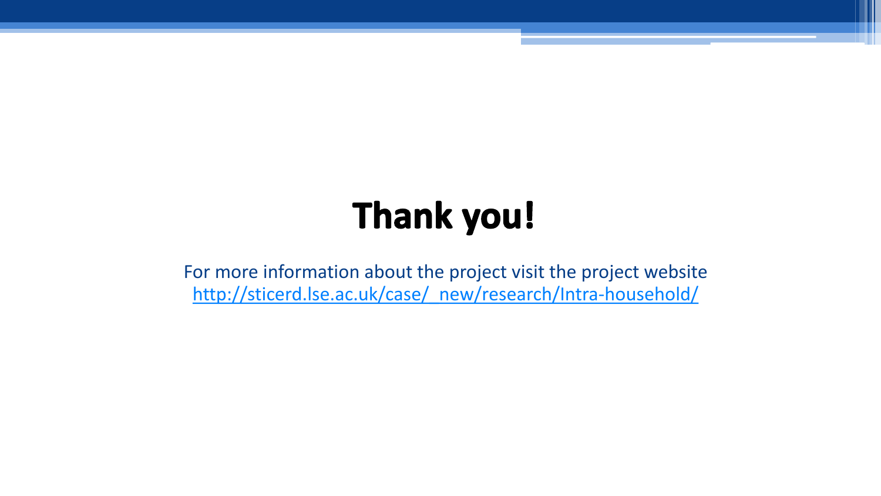# Thank you!

For more information about the project visit the project website
http://sticerd.lse.ac.uk/case/_new/research/Intra-household/